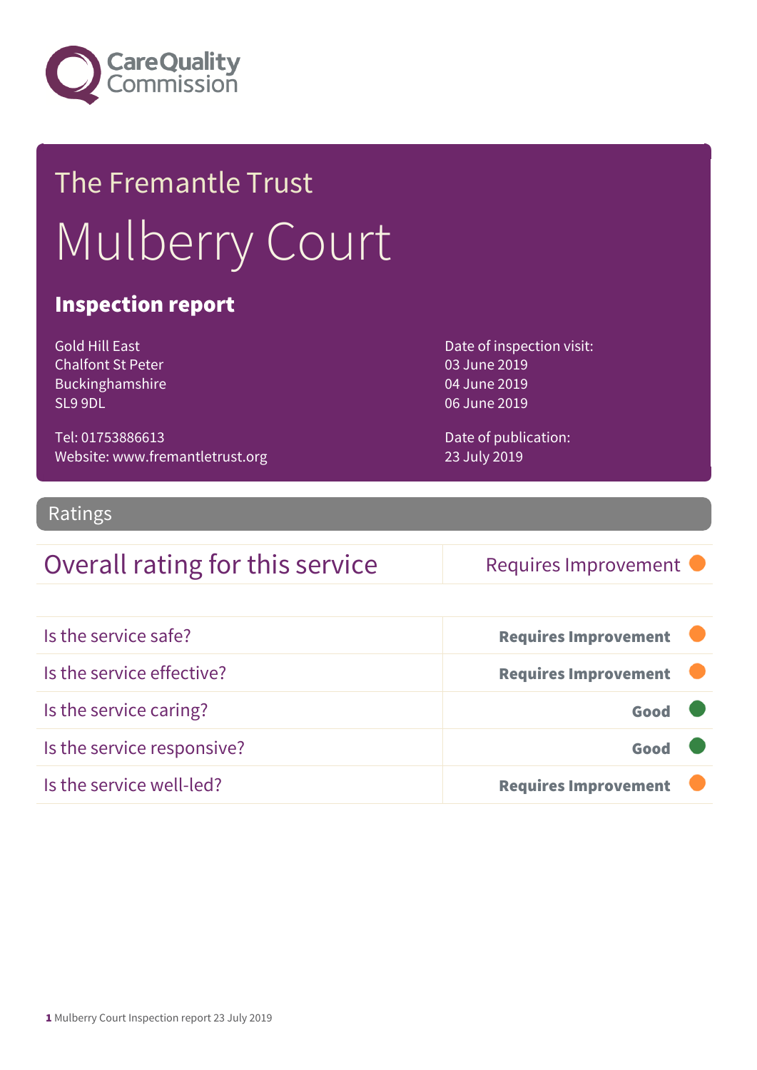Care Quality Commission

# The Fremantle Trust

# Mulberry Court

## Inspection report

Gold Hill East
Chalfont St Peter
Buckinghamshire
SL9 9DL

Tel: 01753886613
Website: www.fremantletrust.org

Date of inspection visit:
03 June 2019
04 June 2019
06 June 2019

Date of publication:
23 July 2019

## Ratings

| Overall rating for this service | Requires Improvement |
|---|---|

| | |
|---|---|
| Is the service safe? | **Requires Improvement** |
| Is the service effective? | **Requires Improvement** |
| Is the service caring? | **Good** |
| Is the service responsive? | **Good** |
| Is the service well-led? | **Requires Improvement** |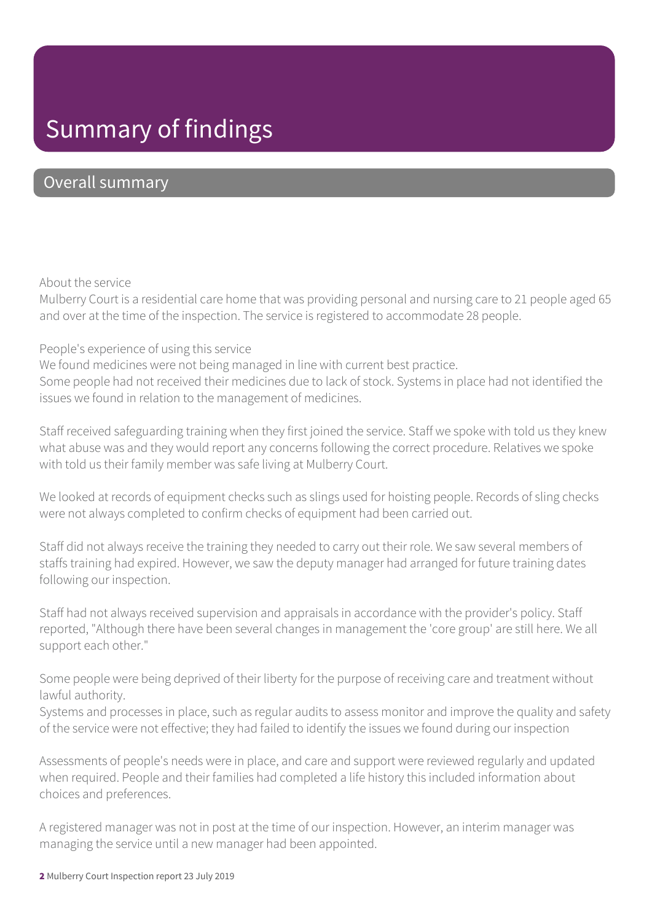# Summary of findings

## Overall summary

About the service

Mulberry Court is a residential care home that was providing personal and nursing care to 21 people aged 65 and over at the time of the inspection. The service is registered to accommodate 28 people.

People's experience of using this service

We found medicines were not being managed in line with current best practice.
Some people had not received their medicines due to lack of stock. Systems in place had not identified the issues we found in relation to the management of medicines.

Staff received safeguarding training when they first joined the service. Staff we spoke with told us they knew what abuse was and they would report any concerns following the correct procedure. Relatives we spoke with told us their family member was safe living at Mulberry Court.

We looked at records of equipment checks such as slings used for hoisting people. Records of sling checks were not always completed to confirm checks of equipment had been carried out.

Staff did not always receive the training they needed to carry out their role. We saw several members of staffs training had expired. However, we saw the deputy manager had arranged for future training dates following our inspection.

Staff had not always received supervision and appraisals in accordance with the provider's policy. Staff reported, "Although there have been several changes in management the 'core group' are still here. We all support each other."

Some people were being deprived of their liberty for the purpose of receiving care and treatment without lawful authority.
Systems and processes in place, such as regular audits to assess monitor and improve the quality and safety of the service were not effective; they had failed to identify the issues we found during our inspection

Assessments of people's needs were in place, and care and support were reviewed regularly and updated when required. People and their families had completed a life history this included information about choices and preferences.

A registered manager was not in post at the time of our inspection. However, an interim manager was managing the service until a new manager had been appointed.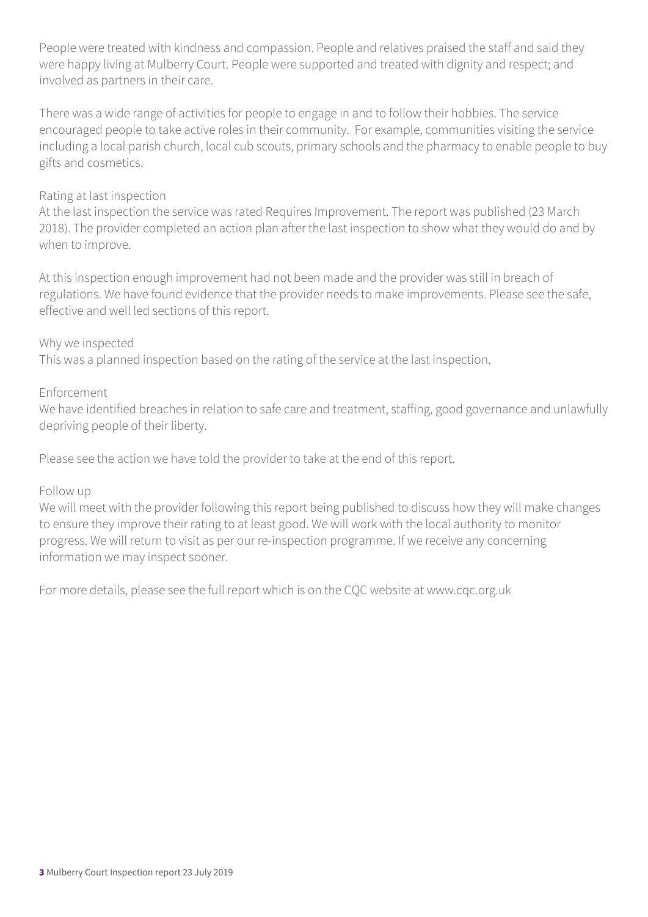People were treated with kindness and compassion. People and relatives praised the staff and said they were happy living at Mulberry Court. People were supported and treated with dignity and respect; and involved as partners in their care.

There was a wide range of activities for people to engage in and to follow their hobbies. The service encouraged people to take active roles in their community. For example, communities visiting the service including a local parish church, local cub scouts, primary schools and the pharmacy to enable people to buy gifts and cosmetics.

Rating at last inspection

At the last inspection the service was rated Requires Improvement. The report was published (23 March 2018). The provider completed an action plan after the last inspection to show what they would do and by when to improve.

At this inspection enough improvement had not been made and the provider was still in breach of regulations. We have found evidence that the provider needs to make improvements. Please see the safe, effective and well led sections of this report.

Why we inspected

This was a planned inspection based on the rating of the service at the last inspection.

Enforcement

We have identified breaches in relation to safe care and treatment, staffing, good governance and unlawfully depriving people of their liberty.

Please see the action we have told the provider to take at the end of this report.

Follow up

We will meet with the provider following this report being published to discuss how they will make changes to ensure they improve their rating to at least good. We will work with the local authority to monitor progress. We will return to visit as per our re-inspection programme. If we receive any concerning information we may inspect sooner.

For more details, please see the full report which is on the CQC website at www.cqc.org.uk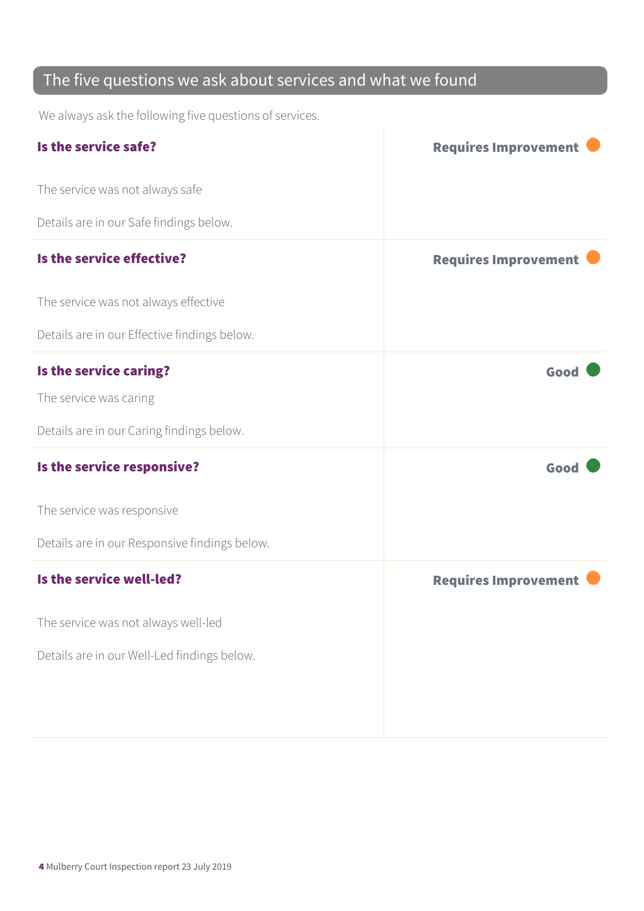## The five questions we ask about services and what we found

We always ask the following five questions of services.

**Is the service safe?** — **Requires Improvement**

The service was not always safe

Details are in our Safe findings below.

**Is the service effective?** — **Requires Improvement**

The service was not always effective

Details are in our Effective findings below.

**Is the service caring?** — **Good**

The service was caring

Details are in our Caring findings below.

**Is the service responsive?** — **Good**

The service was responsive

Details are in our Responsive findings below.

**Is the service well-led?** — **Requires Improvement**

The service was not always well-led

Details are in our Well-Led findings below.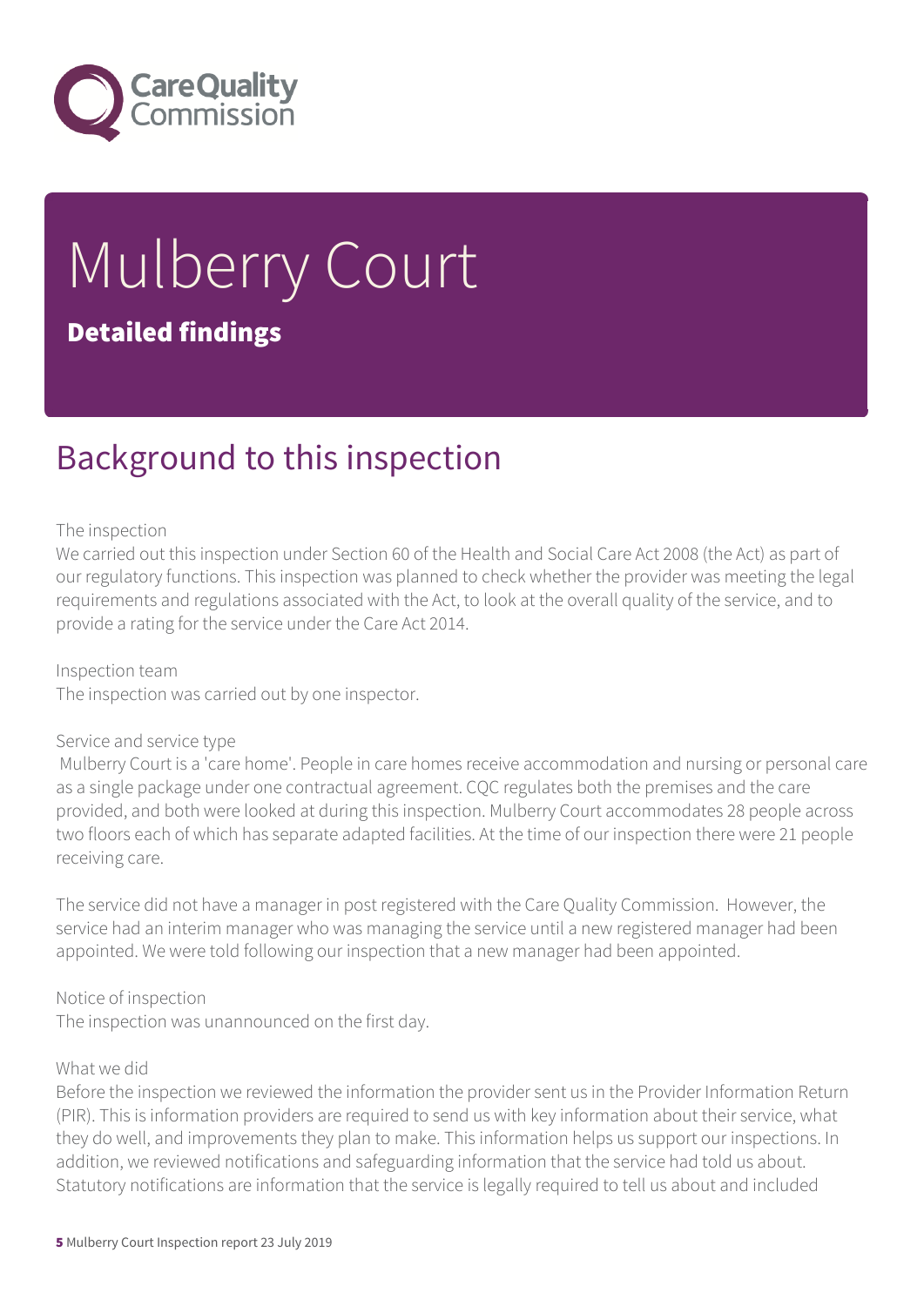# Mulberry Court

## Detailed findings

## Background to this inspection

The inspection
We carried out this inspection under Section 60 of the Health and Social Care Act 2008 (the Act) as part of our regulatory functions. This inspection was planned to check whether the provider was meeting the legal requirements and regulations associated with the Act, to look at the overall quality of the service, and to provide a rating for the service under the Care Act 2014.

Inspection team
The inspection was carried out by one inspector.

Service and service type
Mulberry Court is a 'care home'. People in care homes receive accommodation and nursing or personal care as a single package under one contractual agreement. CQC regulates both the premises and the care provided, and both were looked at during this inspection. Mulberry Court accommodates 28 people across two floors each of which has separate adapted facilities. At the time of our inspection there were 21 people receiving care.

The service did not have a manager in post registered with the Care Quality Commission. However, the service had an interim manager who was managing the service until a new registered manager had been appointed. We were told following our inspection that a new manager had been appointed.

Notice of inspection
The inspection was unannounced on the first day.

What we did
Before the inspection we reviewed the information the provider sent us in the Provider Information Return (PIR). This is information providers are required to send us with key information about their service, what they do well, and improvements they plan to make. This information helps us support our inspections. In addition, we reviewed notifications and safeguarding information that the service had told us about. Statutory notifications are information that the service is legally required to tell us about and included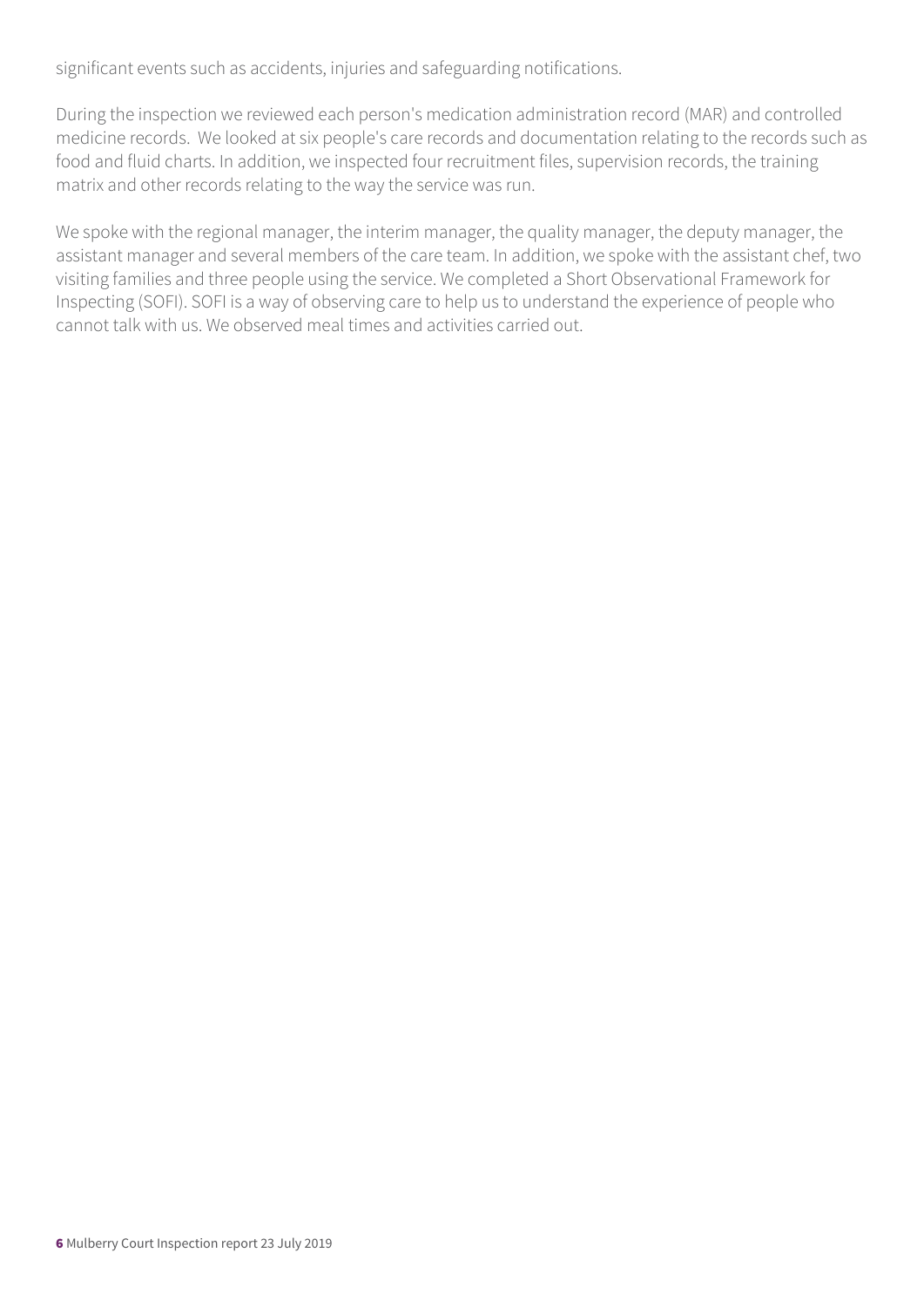significant events such as accidents, injuries and safeguarding notifications.

During the inspection we reviewed each person's medication administration record (MAR) and controlled medicine records. We looked at six people's care records and documentation relating to the records such as food and fluid charts. In addition, we inspected four recruitment files, supervision records, the training matrix and other records relating to the way the service was run.

We spoke with the regional manager, the interim manager, the quality manager, the deputy manager, the assistant manager and several members of the care team. In addition, we spoke with the assistant chef, two visiting families and three people using the service. We completed a Short Observational Framework for Inspecting (SOFI). SOFI is a way of observing care to help us to understand the experience of people who cannot talk with us. We observed meal times and activities carried out.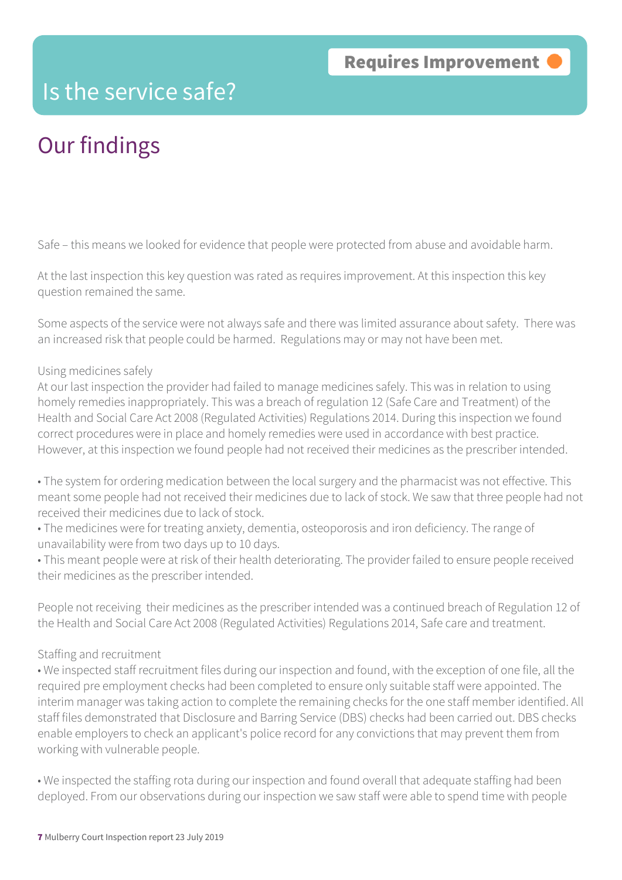# Is the service safe?

**Requires Improvement**

## Our findings

Safe – this means we looked for evidence that people were protected from abuse and avoidable harm.

At the last inspection this key question was rated as requires improvement. At this inspection this key question remained the same.

Some aspects of the service were not always safe and there was limited assurance about safety. There was an increased risk that people could be harmed. Regulations may or may not have been met.

Using medicines safely

At our last inspection the provider had failed to manage medicines safely. This was in relation to using homely remedies inappropriately. This was a breach of regulation 12 (Safe Care and Treatment) of the Health and Social Care Act 2008 (Regulated Activities) Regulations 2014. During this inspection we found correct procedures were in place and homely remedies were used in accordance with best practice. However, at this inspection we found people had not received their medicines as the prescriber intended.

- The system for ordering medication between the local surgery and the pharmacist was not effective. This meant some people had not received their medicines due to lack of stock. We saw that three people had not received their medicines due to lack of stock.
- The medicines were for treating anxiety, dementia, osteoporosis and iron deficiency. The range of unavailability were from two days up to 10 days.
- This meant people were at risk of their health deteriorating. The provider failed to ensure people received their medicines as the prescriber intended.

People not receiving their medicines as the prescriber intended was a continued breach of Regulation 12 of the Health and Social Care Act 2008 (Regulated Activities) Regulations 2014, Safe care and treatment.

Staffing and recruitment

- We inspected staff recruitment files during our inspection and found, with the exception of one file, all the required pre employment checks had been completed to ensure only suitable staff were appointed. The interim manager was taking action to complete the remaining checks for the one staff member identified. All staff files demonstrated that Disclosure and Barring Service (DBS) checks had been carried out. DBS checks enable employers to check an applicant's police record for any convictions that may prevent them from working with vulnerable people.

- We inspected the staffing rota during our inspection and found overall that adequate staffing had been deployed. From our observations during our inspection we saw staff were able to spend time with people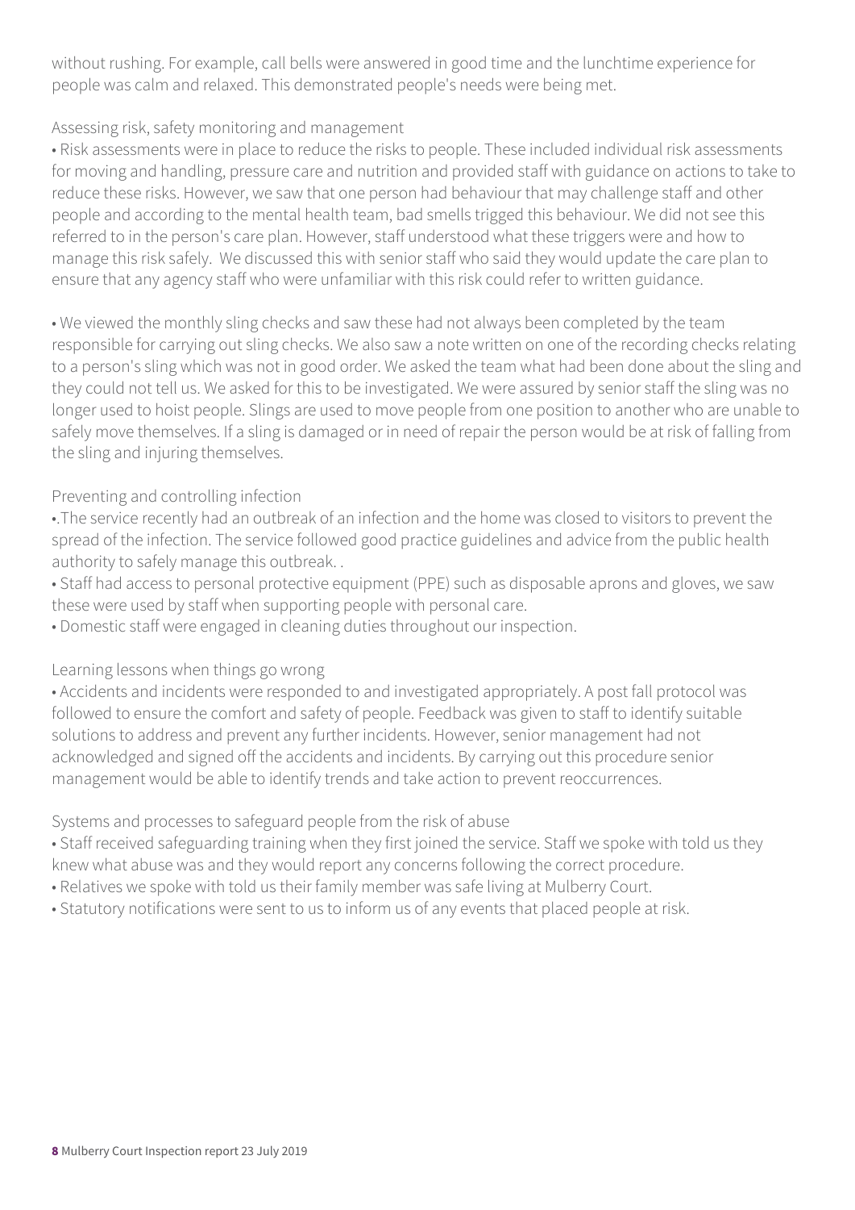without rushing. For example, call bells were answered in good time and the lunchtime experience for people was calm and relaxed. This demonstrated people's needs were being met.

Assessing risk, safety monitoring and management

- Risk assessments were in place to reduce the risks to people. These included individual risk assessments for moving and handling, pressure care and nutrition and provided staff with guidance on actions to take to reduce these risks. However, we saw that one person had behaviour that may challenge staff and other people and according to the mental health team, bad smells trigged this behaviour. We did not see this referred to in the person's care plan. However, staff understood what these triggers were and how to manage this risk safely. We discussed this with senior staff who said they would update the care plan to ensure that any agency staff who were unfamiliar with this risk could refer to written guidance.

- We viewed the monthly sling checks and saw these had not always been completed by the team responsible for carrying out sling checks. We also saw a note written on one of the recording checks relating to a person's sling which was not in good order. We asked the team what had been done about the sling and they could not tell us. We asked for this to be investigated. We were assured by senior staff the sling was no longer used to hoist people. Slings are used to move people from one position to another who are unable to safely move themselves. If a sling is damaged or in need of repair the person would be at risk of falling from the sling and injuring themselves.

Preventing and controlling infection

- .The service recently had an outbreak of an infection and the home was closed to visitors to prevent the spread of the infection. The service followed good practice guidelines and advice from the public health authority to safely manage this outbreak. .
- Staff had access to personal protective equipment (PPE) such as disposable aprons and gloves, we saw these were used by staff when supporting people with personal care.
- Domestic staff were engaged in cleaning duties throughout our inspection.

Learning lessons when things go wrong

- Accidents and incidents were responded to and investigated appropriately. A post fall protocol was followed to ensure the comfort and safety of people. Feedback was given to staff to identify suitable solutions to address and prevent any further incidents. However, senior management had not acknowledged and signed off the accidents and incidents. By carrying out this procedure senior management would be able to identify trends and take action to prevent reoccurrences.

Systems and processes to safeguard people from the risk of abuse

- Staff received safeguarding training when they first joined the service. Staff we spoke with told us they knew what abuse was and they would report any concerns following the correct procedure.
- Relatives we spoke with told us their family member was safe living at Mulberry Court.
- Statutory notifications were sent to us to inform us of any events that placed people at risk.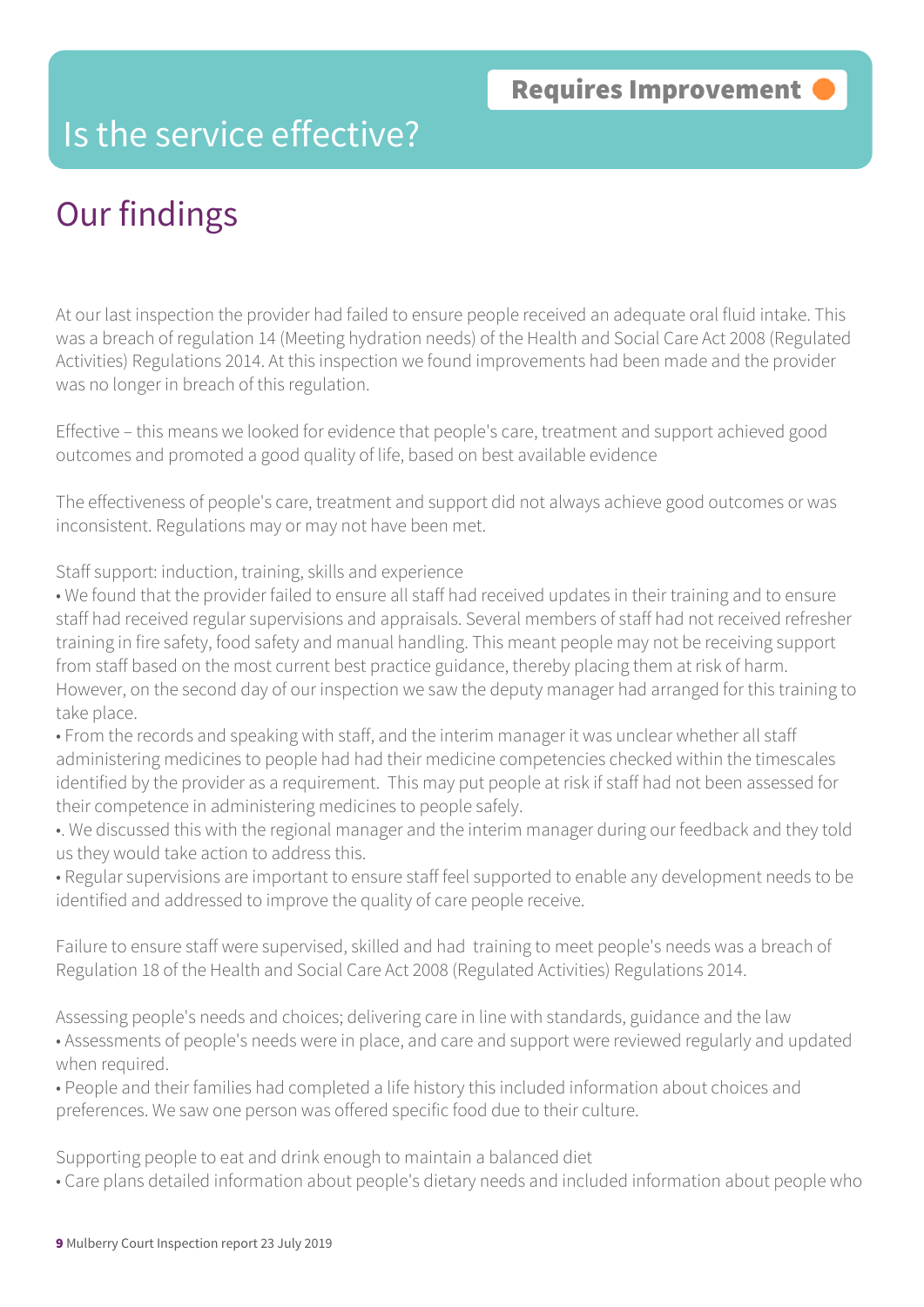# Is the service effective?

**Requires Improvement**

## Our findings

At our last inspection the provider had failed to ensure people received an adequate oral fluid intake. This was a breach of regulation 14 (Meeting hydration needs) of the Health and Social Care Act 2008 (Regulated Activities) Regulations 2014. At this inspection we found improvements had been made and the provider was no longer in breach of this regulation.

Effective – this means we looked for evidence that people's care, treatment and support achieved good outcomes and promoted a good quality of life, based on best available evidence

The effectiveness of people's care, treatment and support did not always achieve good outcomes or was inconsistent. Regulations may or may not have been met.

Staff support: induction, training, skills and experience

- We found that the provider failed to ensure all staff had received updates in their training and to ensure staff had received regular supervisions and appraisals. Several members of staff had not received refresher training in fire safety, food safety and manual handling. This meant people may not be receiving support from staff based on the most current best practice guidance, thereby placing them at risk of harm. However, on the second day of our inspection we saw the deputy manager had arranged for this training to take place.
- From the records and speaking with staff, and the interim manager it was unclear whether all staff administering medicines to people had had their medicine competencies checked within the timescales identified by the provider as a requirement. This may put people at risk if staff had not been assessed for their competence in administering medicines to people safely.
- . We discussed this with the regional manager and the interim manager during our feedback and they told us they would take action to address this.
- Regular supervisions are important to ensure staff feel supported to enable any development needs to be identified and addressed to improve the quality of care people receive.

Failure to ensure staff were supervised, skilled and had training to meet people's needs was a breach of Regulation 18 of the Health and Social Care Act 2008 (Regulated Activities) Regulations 2014.

Assessing people's needs and choices; delivering care in line with standards, guidance and the law

- Assessments of people's needs were in place, and care and support were reviewed regularly and updated when required.
- People and their families had completed a life history this included information about choices and preferences. We saw one person was offered specific food due to their culture.

Supporting people to eat and drink enough to maintain a balanced diet

- Care plans detailed information about people's dietary needs and included information about people who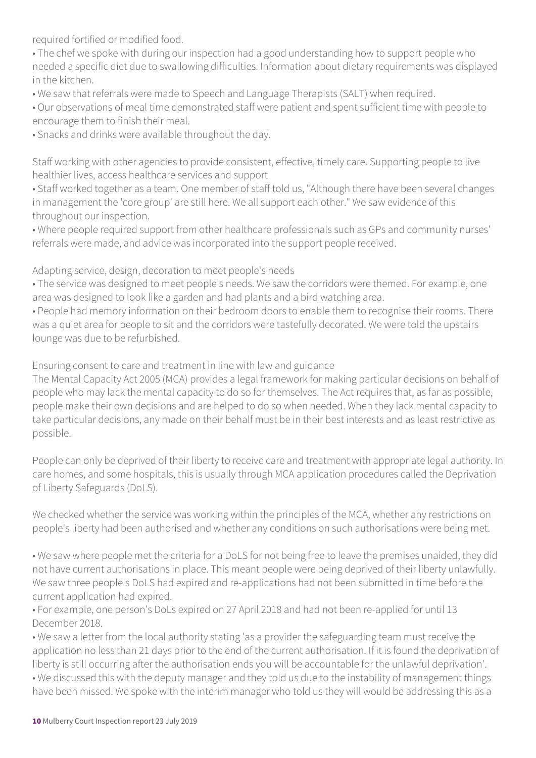required fortified or modified food.

- The chef we spoke with during our inspection had a good understanding how to support people who needed a specific diet due to swallowing difficulties. Information about dietary requirements was displayed in the kitchen.
- We saw that referrals were made to Speech and Language Therapists (SALT) when required.
- Our observations of meal time demonstrated staff were patient and spent sufficient time with people to encourage them to finish their meal.
- Snacks and drinks were available throughout the day.

Staff working with other agencies to provide consistent, effective, timely care. Supporting people to live healthier lives, access healthcare services and support

- Staff worked together as a team. One member of staff told us, "Although there have been several changes in management the 'core group' are still here. We all support each other." We saw evidence of this throughout our inspection.
- Where people required support from other healthcare professionals such as GPs and community nurses' referrals were made, and advice was incorporated into the support people received.

Adapting service, design, decoration to meet people's needs

- The service was designed to meet people's needs. We saw the corridors were themed. For example, one area was designed to look like a garden and had plants and a bird watching area.
- People had memory information on their bedroom doors to enable them to recognise their rooms. There was a quiet area for people to sit and the corridors were tastefully decorated. We were told the upstairs lounge was due to be refurbished.

Ensuring consent to care and treatment in line with law and guidance

The Mental Capacity Act 2005 (MCA) provides a legal framework for making particular decisions on behalf of people who may lack the mental capacity to do so for themselves. The Act requires that, as far as possible, people make their own decisions and are helped to do so when needed. When they lack mental capacity to take particular decisions, any made on their behalf must be in their best interests and as least restrictive as possible.

People can only be deprived of their liberty to receive care and treatment with appropriate legal authority. In care homes, and some hospitals, this is usually through MCA application procedures called the Deprivation of Liberty Safeguards (DoLS).

We checked whether the service was working within the principles of the MCA, whether any restrictions on people's liberty had been authorised and whether any conditions on such authorisations were being met.

- We saw where people met the criteria for a DoLS for not being free to leave the premises unaided, they did not have current authorisations in place. This meant people were being deprived of their liberty unlawfully. We saw three people's DoLS had expired and re-applications had not been submitted in time before the current application had expired.
- For example, one person's DoLs expired on 27 April 2018 and had not been re-applied for until 13 December 2018.
- We saw a letter from the local authority stating 'as a provider the safeguarding team must receive the application no less than 21 days prior to the end of the current authorisation. If it is found the deprivation of liberty is still occurring after the authorisation ends you will be accountable for the unlawful deprivation'.
- We discussed this with the deputy manager and they told us due to the instability of management things have been missed. We spoke with the interim manager who told us they will would be addressing this as a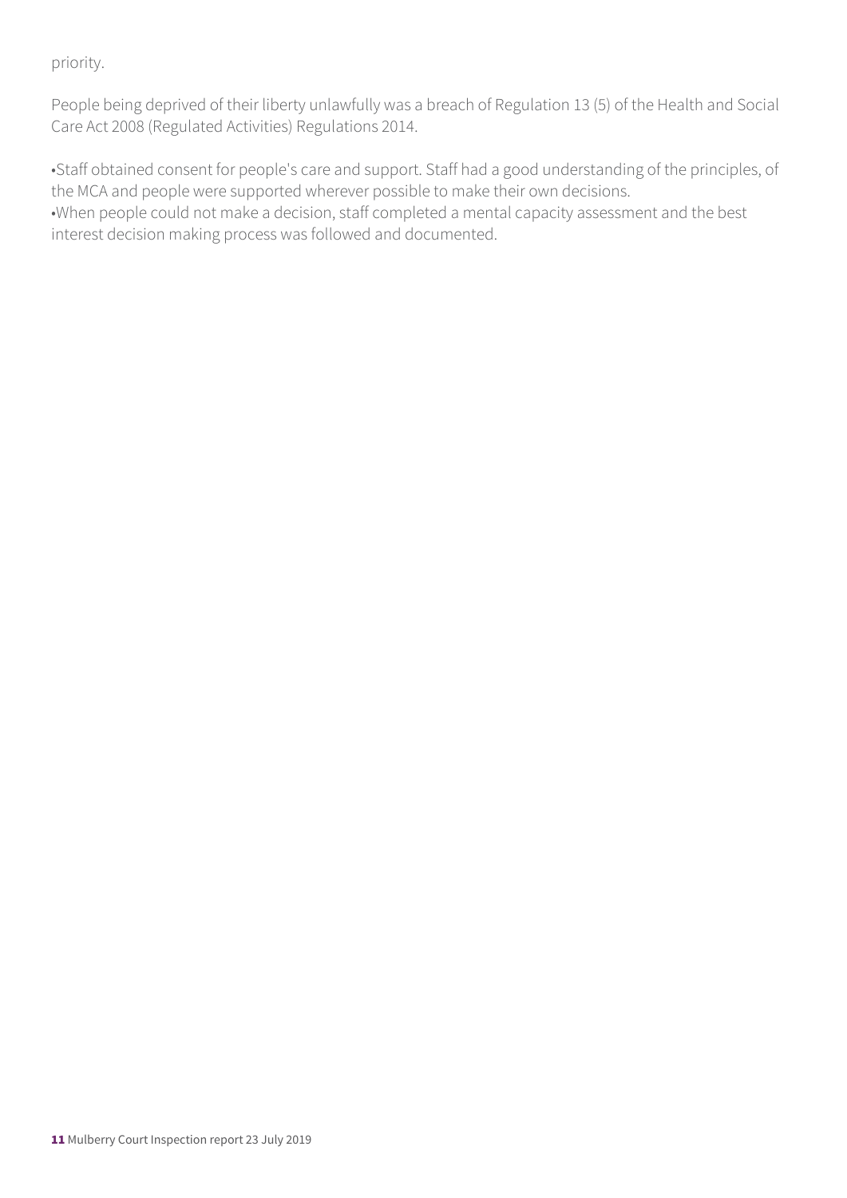priority.

People being deprived of their liberty unlawfully was a breach of Regulation 13 (5) of the Health and Social Care Act 2008 (Regulated Activities) Regulations 2014.

- Staff obtained consent for people's care and support. Staff had a good understanding of the principles, of the MCA and people were supported wherever possible to make their own decisions.
- When people could not make a decision, staff completed a mental capacity assessment and the best interest decision making process was followed and documented.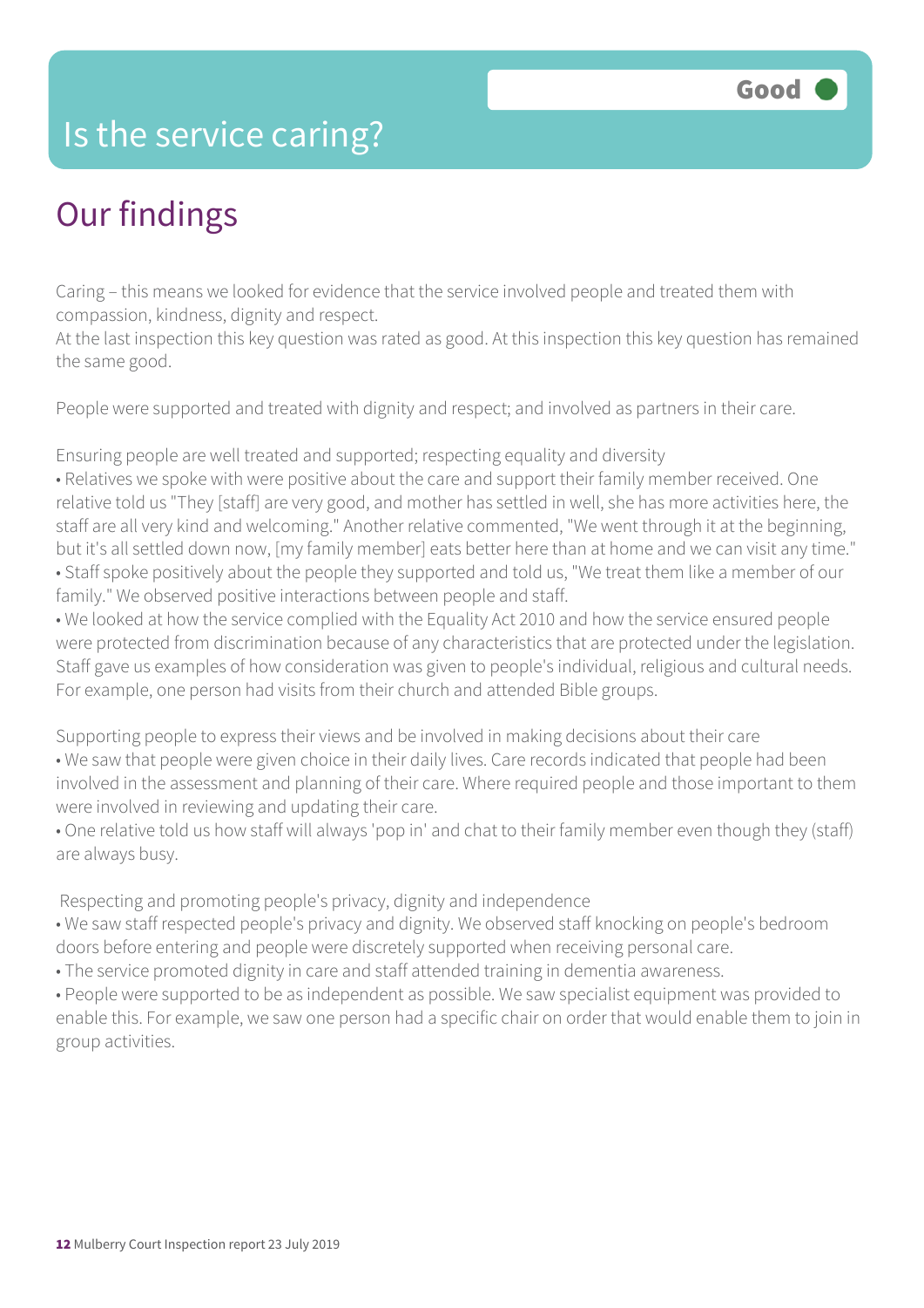# Is the service caring?

**Good**

## Our findings

Caring – this means we looked for evidence that the service involved people and treated them with compassion, kindness, dignity and respect.
At the last inspection this key question was rated as good. At this inspection this key question has remained the same good.

People were supported and treated with dignity and respect; and involved as partners in their care.

Ensuring people are well treated and supported; respecting equality and diversity

- Relatives we spoke with were positive about the care and support their family member received. One relative told us "They [staff] are very good, and mother has settled in well, she has more activities here, the staff are all very kind and welcoming." Another relative commented, "We went through it at the beginning, but it's all settled down now, [my family member] eats better here than at home and we can visit any time."
- Staff spoke positively about the people they supported and told us, "We treat them like a member of our family." We observed positive interactions between people and staff.
- We looked at how the service complied with the Equality Act 2010 and how the service ensured people were protected from discrimination because of any characteristics that are protected under the legislation. Staff gave us examples of how consideration was given to people's individual, religious and cultural needs. For example, one person had visits from their church and attended Bible groups.

Supporting people to express their views and be involved in making decisions about their care

- We saw that people were given choice in their daily lives. Care records indicated that people had been involved in the assessment and planning of their care. Where required people and those important to them were involved in reviewing and updating their care.
- One relative told us how staff will always 'pop in' and chat to their family member even though they (staff) are always busy.

Respecting and promoting people's privacy, dignity and independence

- We saw staff respected people's privacy and dignity. We observed staff knocking on people's bedroom doors before entering and people were discretely supported when receiving personal care.
- The service promoted dignity in care and staff attended training in dementia awareness.
- People were supported to be as independent as possible. We saw specialist equipment was provided to enable this. For example, we saw one person had a specific chair on order that would enable them to join in group activities.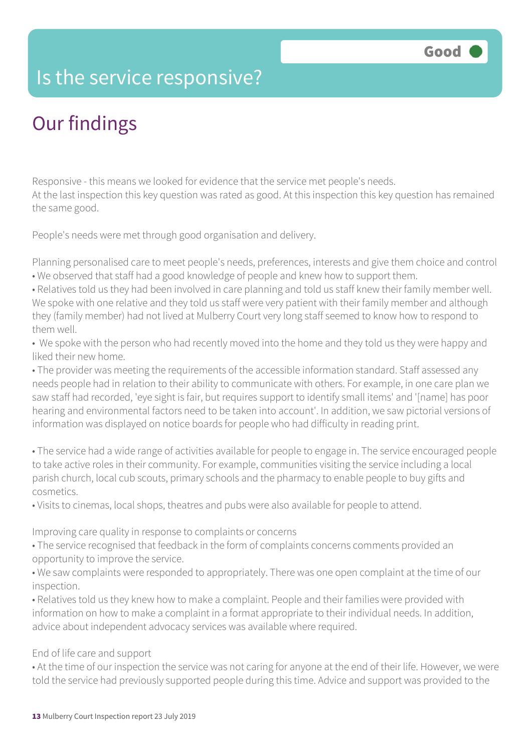# Is the service responsive?

**Good**

## Our findings

Responsive - this means we looked for evidence that the service met people's needs.
At the last inspection this key question was rated as good. At this inspection this key question has remained the same good.

People's needs were met through good organisation and delivery.

Planning personalised care to meet people's needs, preferences, interests and give them choice and control

- We observed that staff had a good knowledge of people and knew how to support them.
- Relatives told us they had been involved in care planning and told us staff knew their family member well. We spoke with one relative and they told us staff were very patient with their family member and although they (family member) had not lived at Mulberry Court very long staff seemed to know how to respond to them well.
- We spoke with the person who had recently moved into the home and they told us they were happy and liked their new home.
- The provider was meeting the requirements of the accessible information standard. Staff assessed any needs people had in relation to their ability to communicate with others. For example, in one care plan we saw staff had recorded, 'eye sight is fair, but requires support to identify small items' and '[name] has poor hearing and environmental factors need to be taken into account'. In addition, we saw pictorial versions of information was displayed on notice boards for people who had difficulty in reading print.

- The service had a wide range of activities available for people to engage in. The service encouraged people to take active roles in their community. For example, communities visiting the service including a local parish church, local cub scouts, primary schools and the pharmacy to enable people to buy gifts and cosmetics.
- Visits to cinemas, local shops, theatres and pubs were also available for people to attend.

Improving care quality in response to complaints or concerns

- The service recognised that feedback in the form of complaints concerns comments provided an opportunity to improve the service.
- We saw complaints were responded to appropriately. There was one open complaint at the time of our inspection.
- Relatives told us they knew how to make a complaint. People and their families were provided with information on how to make a complaint in a format appropriate to their individual needs. In addition, advice about independent advocacy services was available where required.

End of life care and support

- At the time of our inspection the service was not caring for anyone at the end of their life. However, we were told the service had previously supported people during this time. Advice and support was provided to the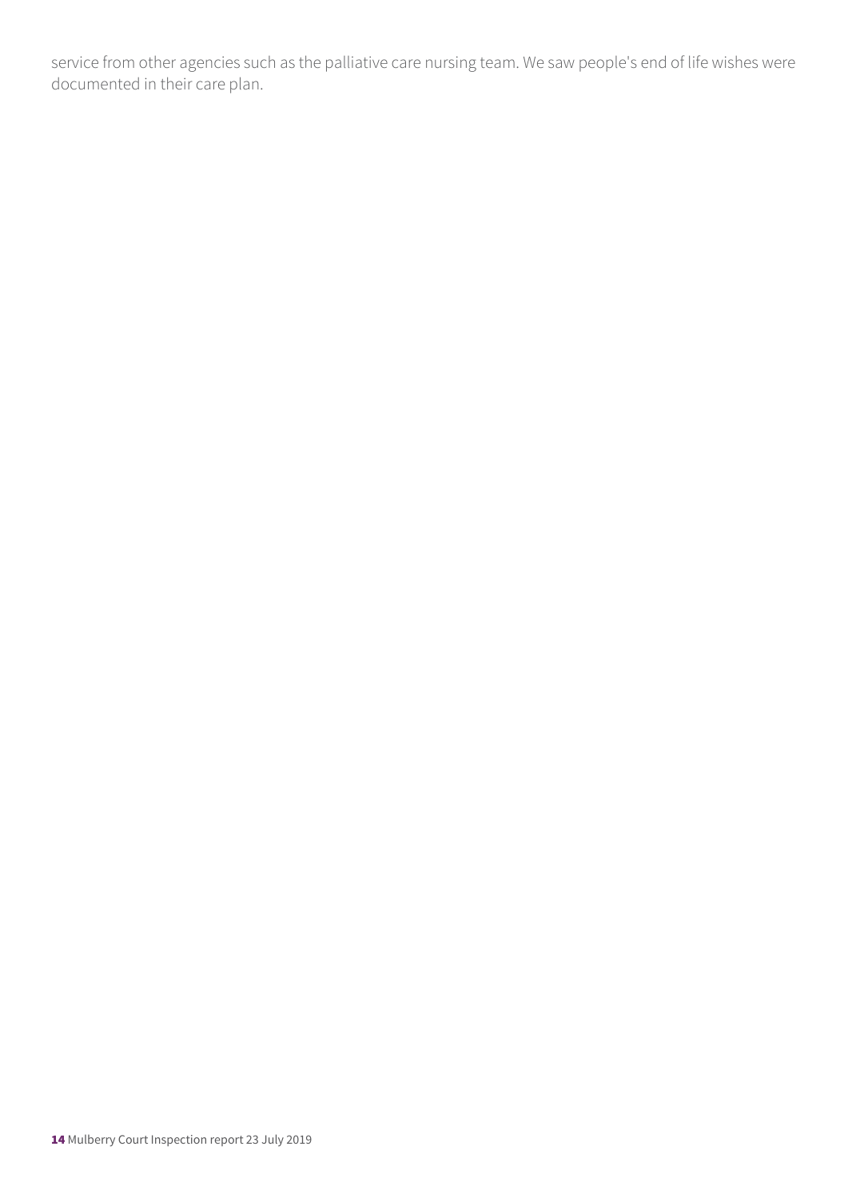service from other agencies such as the palliative care nursing team. We saw people's end of life wishes were documented in their care plan.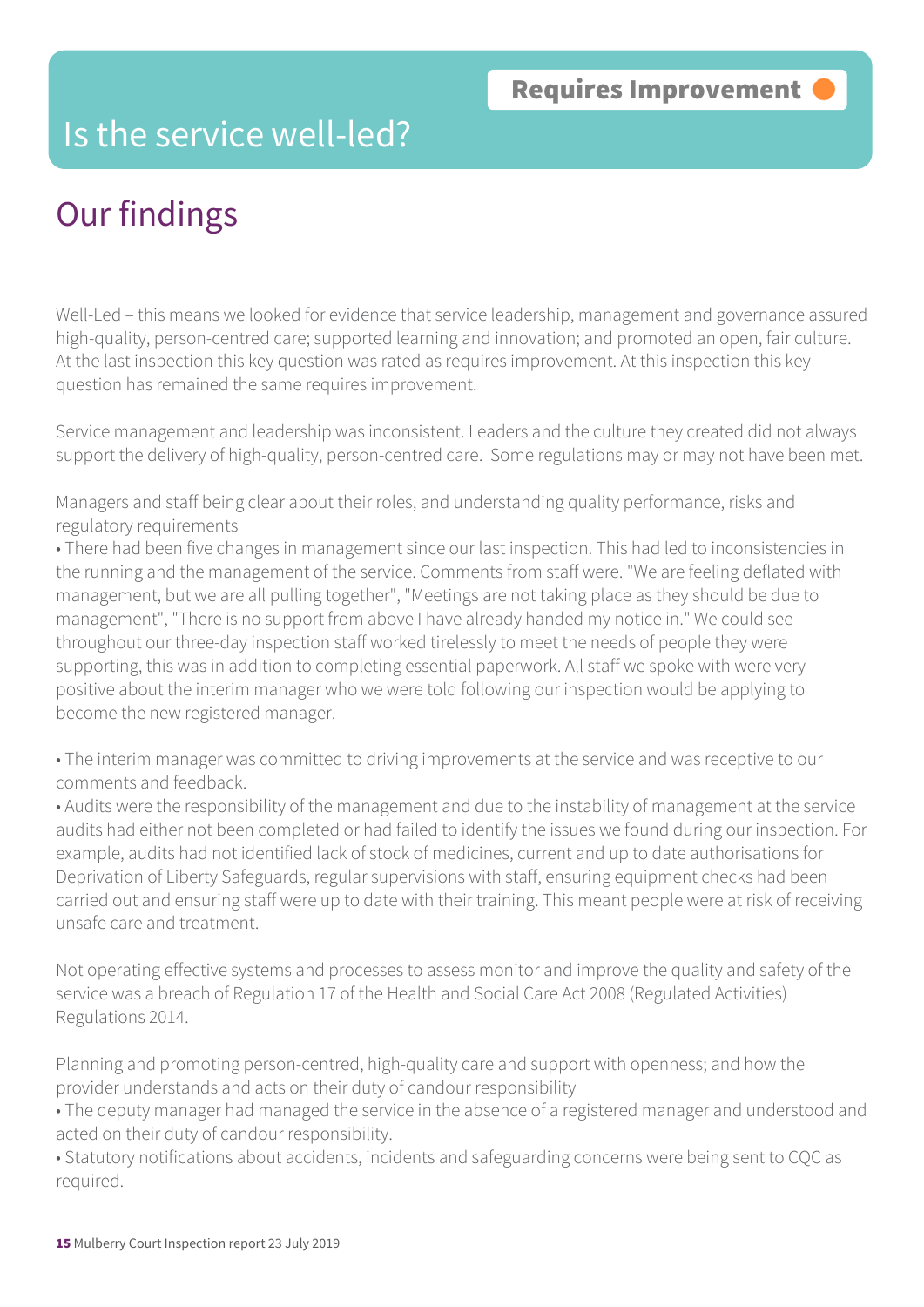**Requires Improvement**

# Is the service well-led?

## Our findings

Well-Led – this means we looked for evidence that service leadership, management and governance assured high-quality, person-centred care; supported learning and innovation; and promoted an open, fair culture. At the last inspection this key question was rated as requires improvement. At this inspection this key question has remained the same requires improvement.

Service management and leadership was inconsistent. Leaders and the culture they created did not always support the delivery of high-quality, person-centred care. Some regulations may or may not have been met.

Managers and staff being clear about their roles, and understanding quality performance, risks and regulatory requirements

- There had been five changes in management since our last inspection. This had led to inconsistencies in the running and the management of the service. Comments from staff were. "We are feeling deflated with management, but we are all pulling together", "Meetings are not taking place as they should be due to management", "There is no support from above I have already handed my notice in." We could see throughout our three-day inspection staff worked tirelessly to meet the needs of people they were supporting, this was in addition to completing essential paperwork. All staff we spoke with were very positive about the interim manager who we were told following our inspection would be applying to become the new registered manager.

- The interim manager was committed to driving improvements at the service and was receptive to our comments and feedback.
- Audits were the responsibility of the management and due to the instability of management at the service audits had either not been completed or had failed to identify the issues we found during our inspection. For example, audits had not identified lack of stock of medicines, current and up to date authorisations for Deprivation of Liberty Safeguards, regular supervisions with staff, ensuring equipment checks had been carried out and ensuring staff were up to date with their training. This meant people were at risk of receiving unsafe care and treatment.

Not operating effective systems and processes to assess monitor and improve the quality and safety of the service was a breach of Regulation 17 of the Health and Social Care Act 2008 (Regulated Activities) Regulations 2014.

Planning and promoting person-centred, high-quality care and support with openness; and how the provider understands and acts on their duty of candour responsibility

- The deputy manager had managed the service in the absence of a registered manager and understood and acted on their duty of candour responsibility.
- Statutory notifications about accidents, incidents and safeguarding concerns were being sent to CQC as required.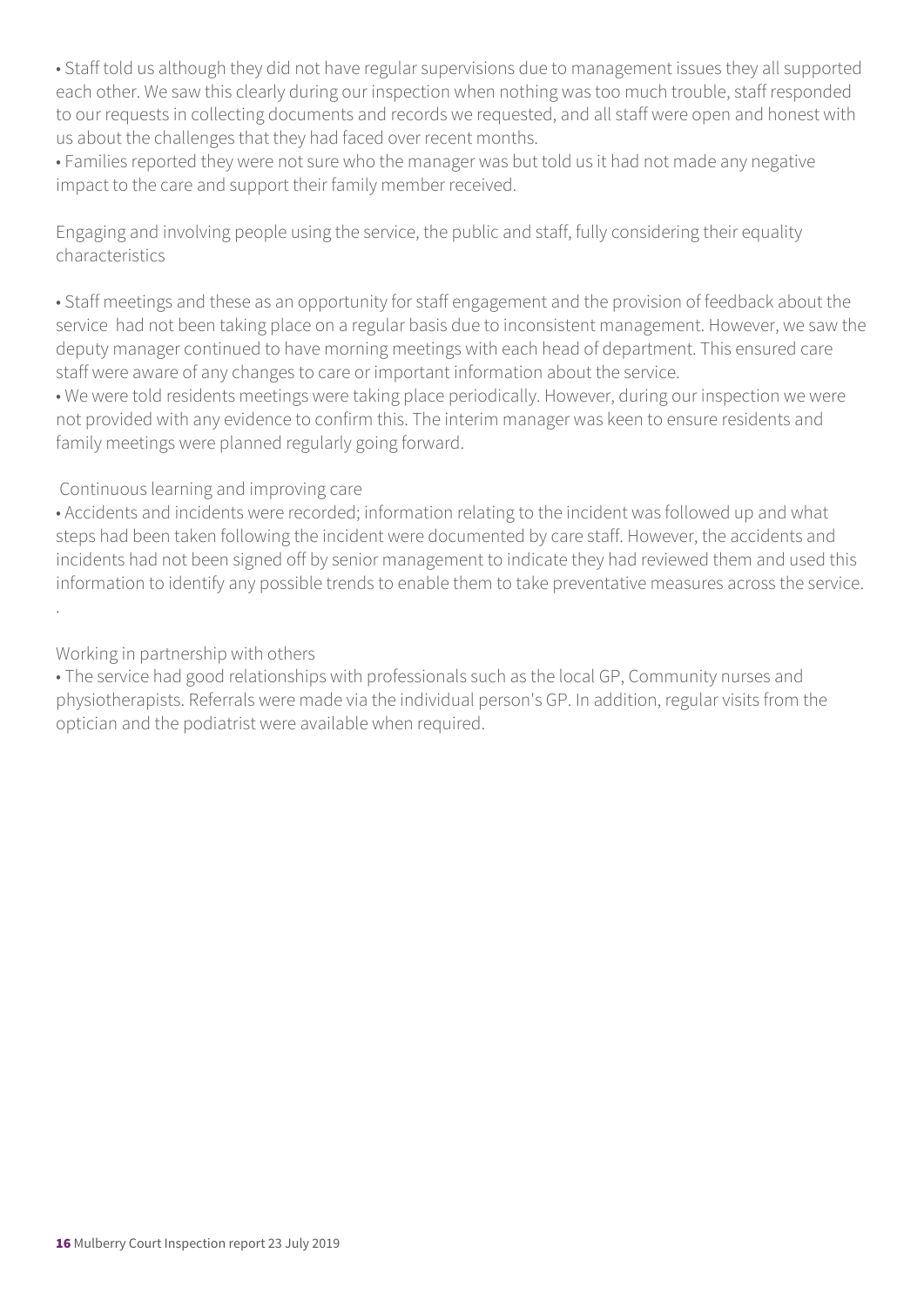• Staff told us although they did not have regular supervisions due to management issues they all supported each other. We saw this clearly during our inspection when nothing was too much trouble, staff responded to our requests in collecting documents and records we requested, and all staff were open and honest with us about the challenges that they had faced over recent months.

• Families reported they were not sure who the manager was but told us it had not made any negative impact to the care and support their family member received.

### Engaging and involving people using the service, the public and staff, fully considering their equality characteristics

• Staff meetings and these as an opportunity for staff engagement and the provision of feedback about the service had not been taking place on a regular basis due to inconsistent management. However, we saw the deputy manager continued to have morning meetings with each head of department. This ensured care staff were aware of any changes to care or important information about the service.

• We were told residents meetings were taking place periodically. However, during our inspection we were not provided with any evidence to confirm this. The interim manager was keen to ensure residents and family meetings were planned regularly going forward.

### Continuous learning and improving care

• Accidents and incidents were recorded; information relating to the incident was followed up and what steps had been taken following the incident were documented by care staff. However, the accidents and incidents had not been signed off by senior management to indicate they had reviewed them and used this information to identify any possible trends to enable them to take preventative measures across the service.

.

### Working in partnership with others

• The service had good relationships with professionals such as the local GP, Community nurses and physiotherapists. Referrals were made via the individual person's GP. In addition, regular visits from the optician and the podiatrist were available when required.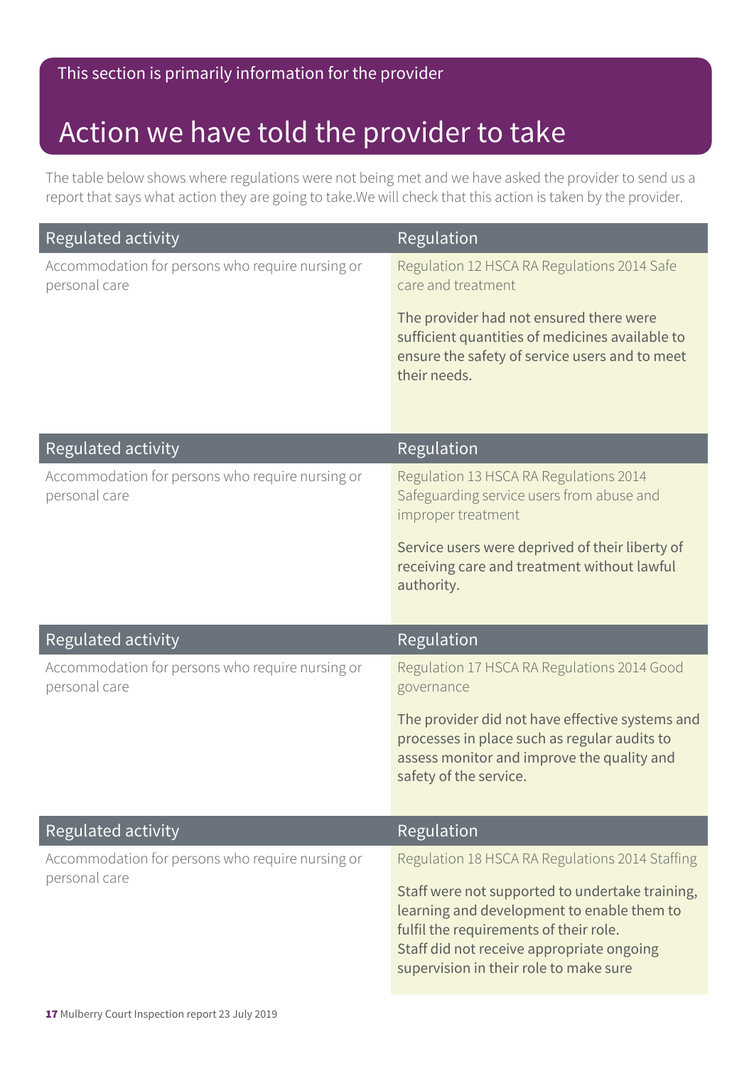This section is primarily information for the provider

# Action we have told the provider to take

The table below shows where regulations were not being met and we have asked the provider to send us a report that says what action they are going to take.We will check that this action is taken by the provider.

| Regulated activity | Regulation |
|---|---|
| Accommodation for persons who require nursing or personal care | Regulation 12 HSCA RA Regulations 2014 Safe care and treatment<br><br>The provider had not ensured there were sufficient quantities of medicines available to ensure the safety of service users and to meet their needs. |

| Regulated activity | Regulation |
|---|---|
| Accommodation for persons who require nursing or personal care | Regulation 13 HSCA RA Regulations 2014 Safeguarding service users from abuse and improper treatment<br><br>Service users were deprived of their liberty of receiving care and treatment without lawful authority. |

| Regulated activity | Regulation |
|---|---|
| Accommodation for persons who require nursing or personal care | Regulation 17 HSCA RA Regulations 2014 Good governance<br><br>The provider did not have effective systems and processes in place such as regular audits to assess monitor and improve the quality and safety of the service. |

| Regulated activity | Regulation |
|---|---|
| Accommodation for persons who require nursing or personal care | Regulation 18 HSCA RA Regulations 2014 Staffing<br><br>Staff were not supported to undertake training, learning and development to enable them to fulfil the requirements of their role.<br>Staff did not receive appropriate ongoing supervision in their role to make sure |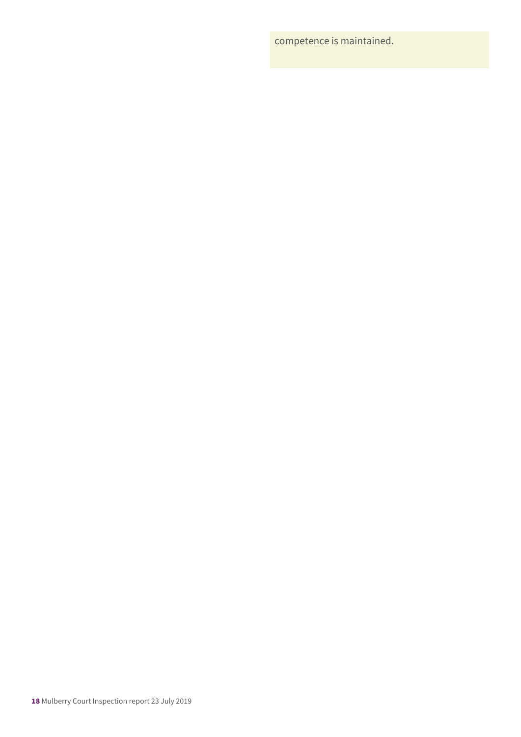competence is maintained.